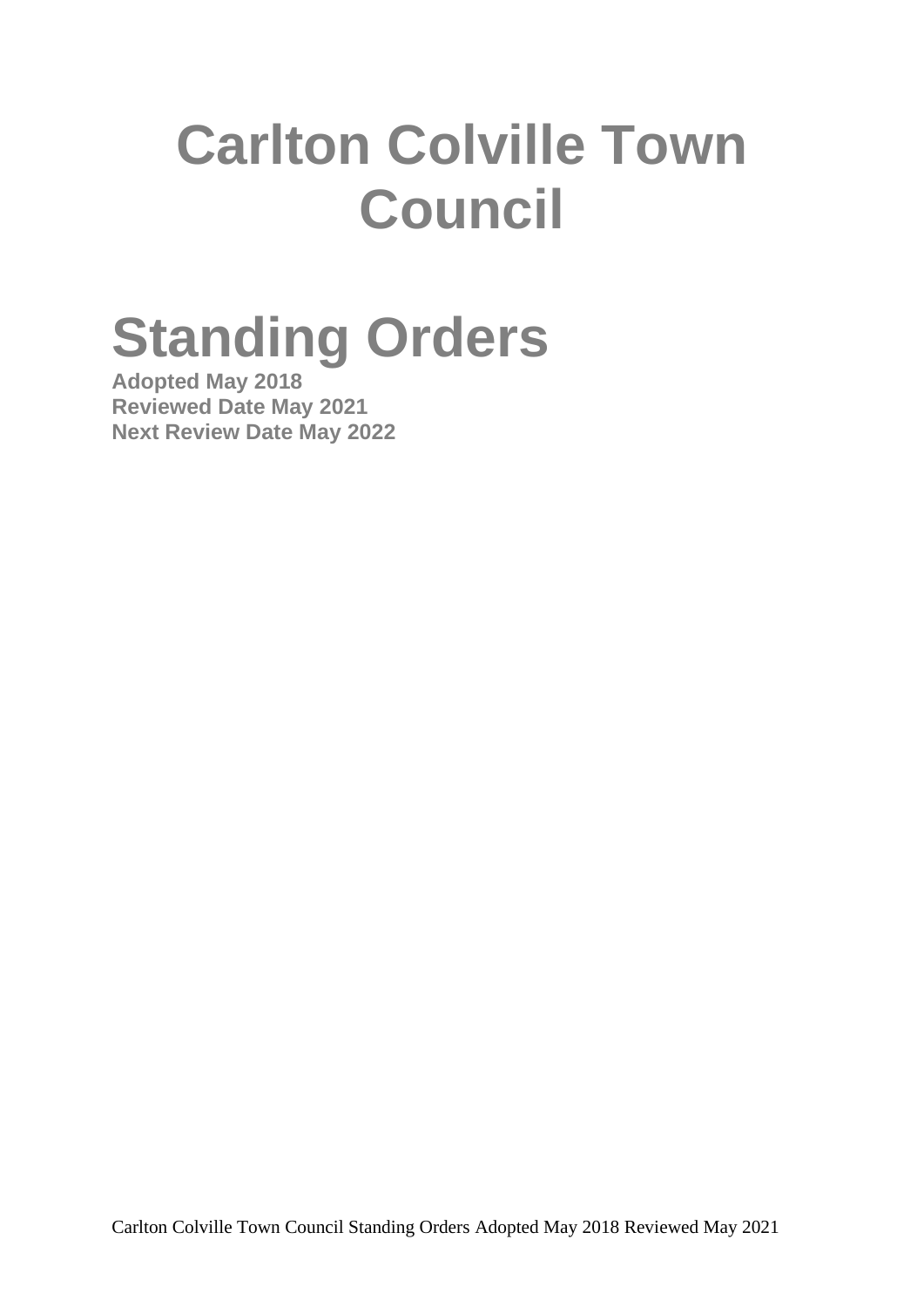# Carlton Colville Town Council

# Standing Orders

**Adopted May 2018**
**Reviewed Date May 2021**
**Next Review Date May 2022**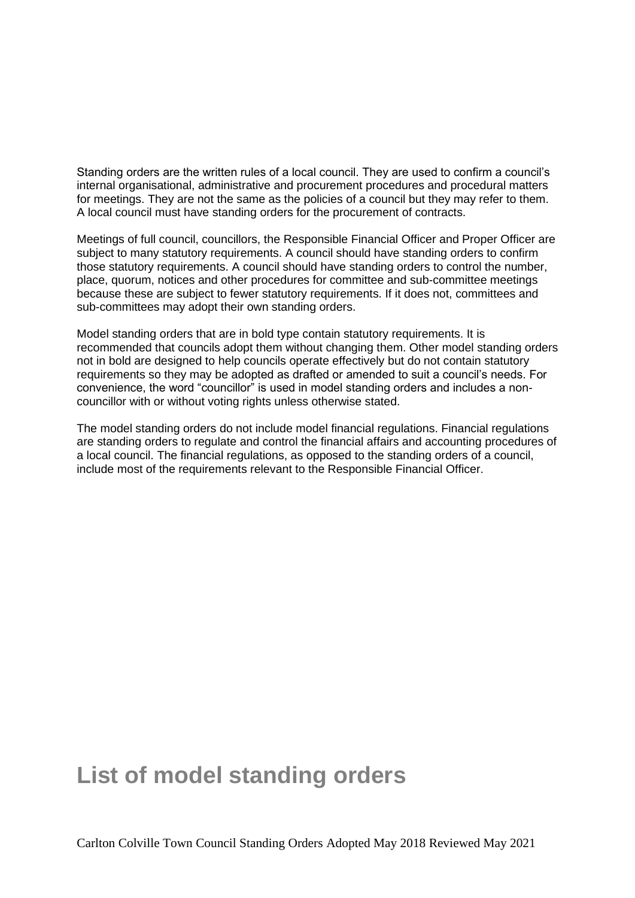Standing orders are the written rules of a local council. They are used to confirm a council's internal organisational, administrative and procurement procedures and procedural matters for meetings. They are not the same as the policies of a council but they may refer to them. A local council must have standing orders for the procurement of contracts.

Meetings of full council, councillors, the Responsible Financial Officer and Proper Officer are subject to many statutory requirements. A council should have standing orders to confirm those statutory requirements. A council should have standing orders to control the number, place, quorum, notices and other procedures for committee and sub-committee meetings because these are subject to fewer statutory requirements. If it does not, committees and sub-committees may adopt their own standing orders.

Model standing orders that are in bold type contain statutory requirements. It is recommended that councils adopt them without changing them. Other model standing orders not in bold are designed to help councils operate effectively but do not contain statutory requirements so they may be adopted as drafted or amended to suit a council's needs. For convenience, the word "councillor" is used in model standing orders and includes a non-councillor with or without voting rights unless otherwise stated.

The model standing orders do not include model financial regulations. Financial regulations are standing orders to regulate and control the financial affairs and accounting procedures of a local council. The financial regulations, as opposed to the standing orders of a council, include most of the requirements relevant to the Responsible Financial Officer.

# List of model standing orders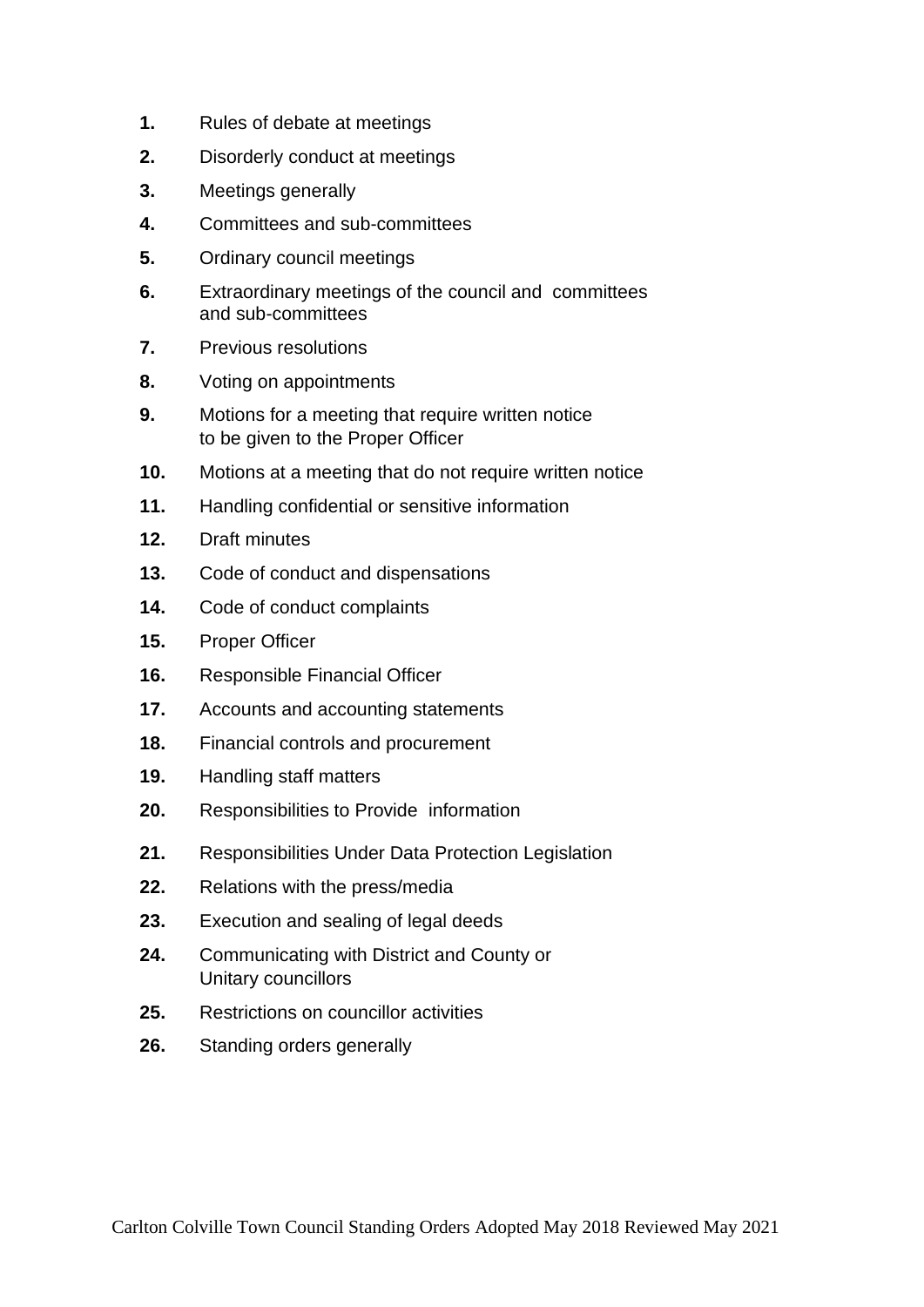**1.** Rules of debate at meetings

**2.** Disorderly conduct at meetings

**3.** Meetings generally

**4.** Committees and sub-committees

**5.** Ordinary council meetings

**6.** Extraordinary meetings of the council and committees and sub-committees

**7.** Previous resolutions

**8.** Voting on appointments

**9.** Motions for a meeting that require written notice to be given to the Proper Officer

**10.** Motions at a meeting that do not require written notice

**11.** Handling confidential or sensitive information

**12.** Draft minutes

**13.** Code of conduct and dispensations

**14.** Code of conduct complaints

**15.** Proper Officer

**16.** Responsible Financial Officer

**17.** Accounts and accounting statements

**18.** Financial controls and procurement

**19.** Handling staff matters

**20.** Responsibilities to Provide information

**21.** Responsibilities Under Data Protection Legislation

**22.** Relations with the press/media

**23.** Execution and sealing of legal deeds

**24.** Communicating with District and County or Unitary councillors

**25.** Restrictions on councillor activities

**26.** Standing orders generally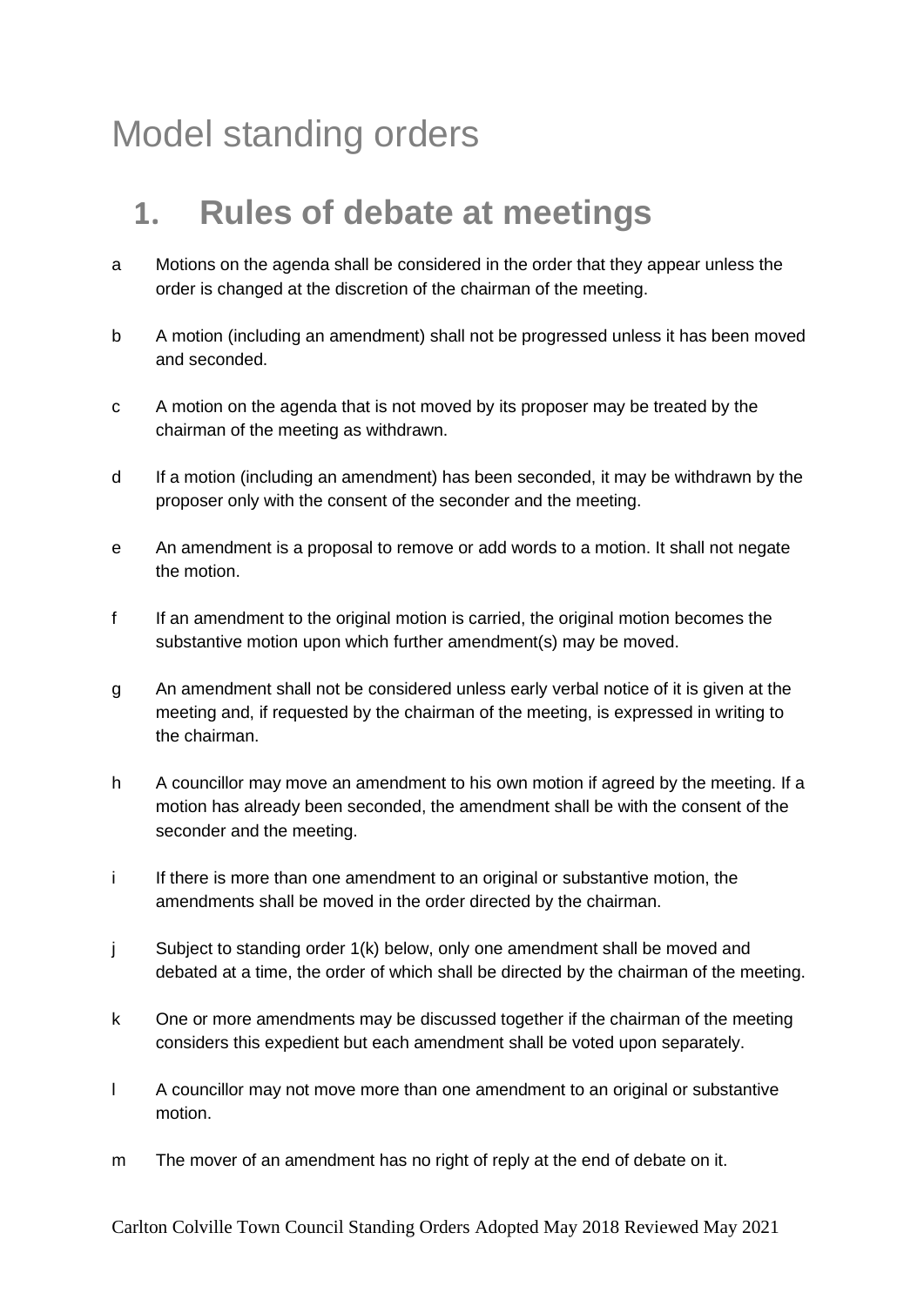# Model standing orders

## 1. Rules of debate at meetings

a Motions on the agenda shall be considered in the order that they appear unless the order is changed at the discretion of the chairman of the meeting.

b A motion (including an amendment) shall not be progressed unless it has been moved and seconded.

c A motion on the agenda that is not moved by its proposer may be treated by the chairman of the meeting as withdrawn.

d If a motion (including an amendment) has been seconded, it may be withdrawn by the proposer only with the consent of the seconder and the meeting.

e An amendment is a proposal to remove or add words to a motion. It shall not negate the motion.

f If an amendment to the original motion is carried, the original motion becomes the substantive motion upon which further amendment(s) may be moved.

g An amendment shall not be considered unless early verbal notice of it is given at the meeting and, if requested by the chairman of the meeting, is expressed in writing to the chairman.

h A councillor may move an amendment to his own motion if agreed by the meeting. If a motion has already been seconded, the amendment shall be with the consent of the seconder and the meeting.

i If there is more than one amendment to an original or substantive motion, the amendments shall be moved in the order directed by the chairman.

j Subject to standing order 1(k) below, only one amendment shall be moved and debated at a time, the order of which shall be directed by the chairman of the meeting.

k One or more amendments may be discussed together if the chairman of the meeting considers this expedient but each amendment shall be voted upon separately.

l A councillor may not move more than one amendment to an original or substantive motion.

m The mover of an amendment has no right of reply at the end of debate on it.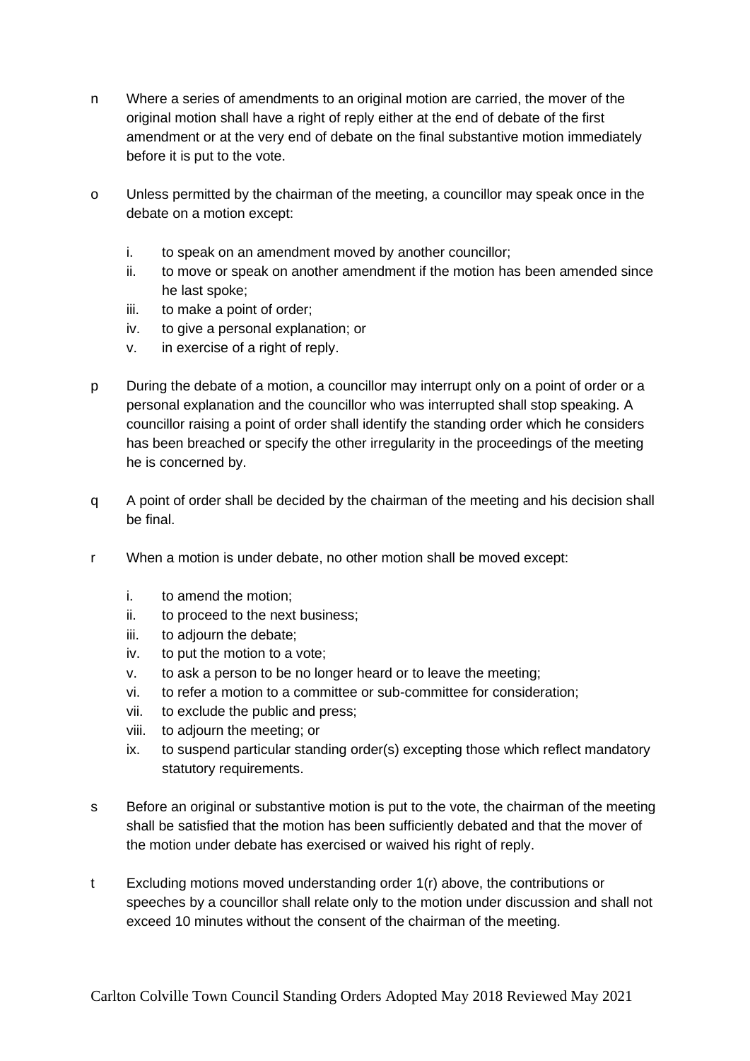n Where a series of amendments to an original motion are carried, the mover of the original motion shall have a right of reply either at the end of debate of the first amendment or at the very end of debate on the final substantive motion immediately before it is put to the vote.

o Unless permitted by the chairman of the meeting, a councillor may speak once in the debate on a motion except:

i. to speak on an amendment moved by another councillor;
ii. to move or speak on another amendment if the motion has been amended since he last spoke;
iii. to make a point of order;
iv. to give a personal explanation; or
v. in exercise of a right of reply.

p During the debate of a motion, a councillor may interrupt only on a point of order or a personal explanation and the councillor who was interrupted shall stop speaking. A councillor raising a point of order shall identify the standing order which he considers has been breached or specify the other irregularity in the proceedings of the meeting he is concerned by.

q A point of order shall be decided by the chairman of the meeting and his decision shall be final.

r When a motion is under debate, no other motion shall be moved except:

i. to amend the motion;
ii. to proceed to the next business;
iii. to adjourn the debate;
iv. to put the motion to a vote;
v. to ask a person to be no longer heard or to leave the meeting;
vi. to refer a motion to a committee or sub-committee for consideration;
vii. to exclude the public and press;
viii. to adjourn the meeting; or
ix. to suspend particular standing order(s) excepting those which reflect mandatory statutory requirements.

s Before an original or substantive motion is put to the vote, the chairman of the meeting shall be satisfied that the motion has been sufficiently debated and that the mover of the motion under debate has exercised or waived his right of reply.

t Excluding motions moved understanding order 1(r) above, the contributions or speeches by a councillor shall relate only to the motion under discussion and shall not exceed 10 minutes without the consent of the chairman of the meeting.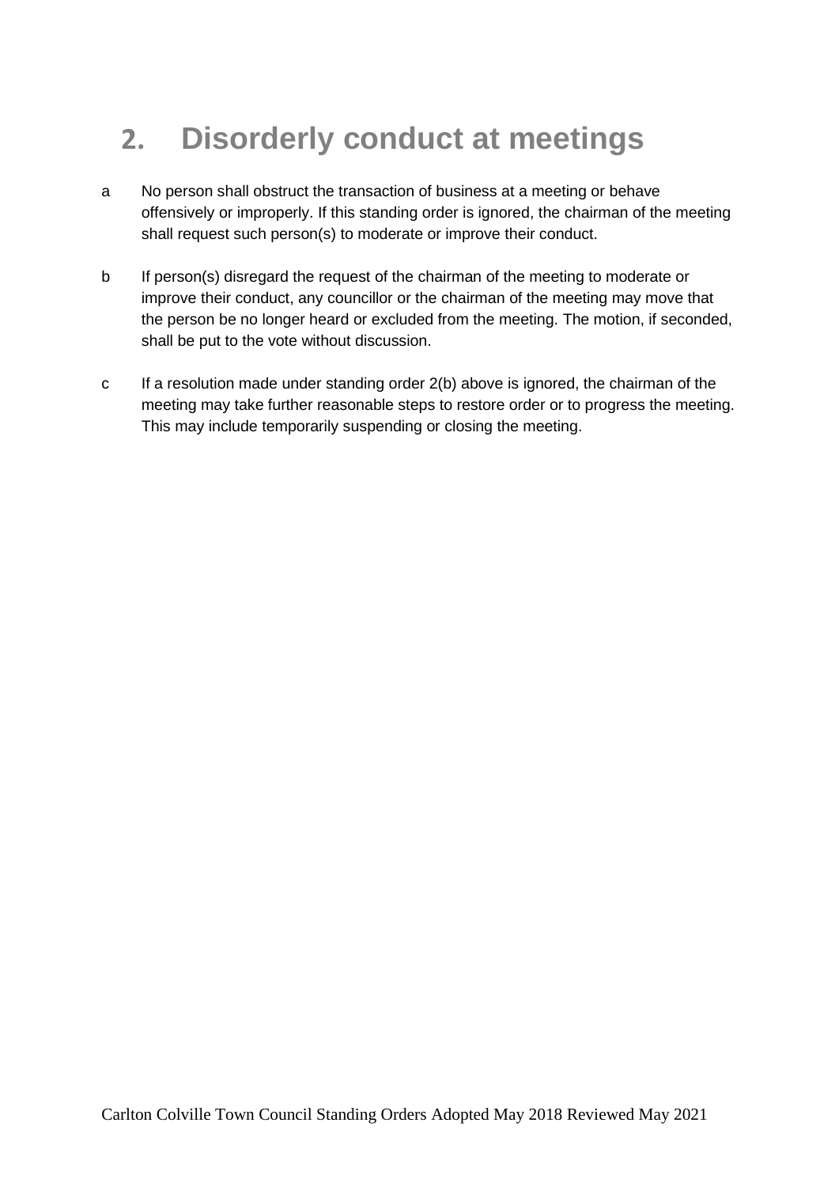## 2. Disorderly conduct at meetings

a. No person shall obstruct the transaction of business at a meeting or behave offensively or improperly. If this standing order is ignored, the chairman of the meeting shall request such person(s) to moderate or improve their conduct.

b. If person(s) disregard the request of the chairman of the meeting to moderate or improve their conduct, any councillor or the chairman of the meeting may move that the person be no longer heard or excluded from the meeting. The motion, if seconded, shall be put to the vote without discussion.

c. If a resolution made under standing order 2(b) above is ignored, the chairman of the meeting may take further reasonable steps to restore order or to progress the meeting. This may include temporarily suspending or closing the meeting.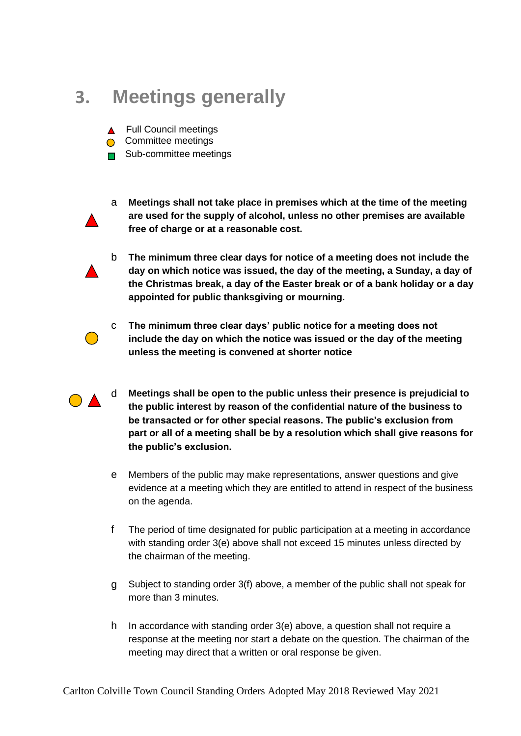# 3. Meetings generally

- ▲ Full Council meetings
- ● Committee meetings
- ■ Sub-committee meetings

▲ a **Meetings shall not take place in premises which at the time of the meeting are used for the supply of alcohol, unless no other premises are available free of charge or at a reasonable cost.**

▲ b **The minimum three clear days for notice of a meeting does not include the day on which notice was issued, the day of the meeting, a Sunday, a day of the Christmas break, a day of the Easter break or of a bank holiday or a day appointed for public thanksgiving or mourning.**

● c **The minimum three clear days' public notice for a meeting does not include the day on which the notice was issued or the day of the meeting unless the meeting is convened at shorter notice**

● ▲ d **Meetings shall be open to the public unless their presence is prejudicial to the public interest by reason of the confidential nature of the business to be transacted or for other special reasons. The public's exclusion from part or all of a meeting shall be by a resolution which shall give reasons for the public's exclusion.**

e Members of the public may make representations, answer questions and give evidence at a meeting which they are entitled to attend in respect of the business on the agenda.

f The period of time designated for public participation at a meeting in accordance with standing order 3(e) above shall not exceed 15 minutes unless directed by the chairman of the meeting.

g Subject to standing order 3(f) above, a member of the public shall not speak for more than 3 minutes.

h In accordance with standing order 3(e) above, a question shall not require a response at the meeting nor start a debate on the question. The chairman of the meeting may direct that a written or oral response be given.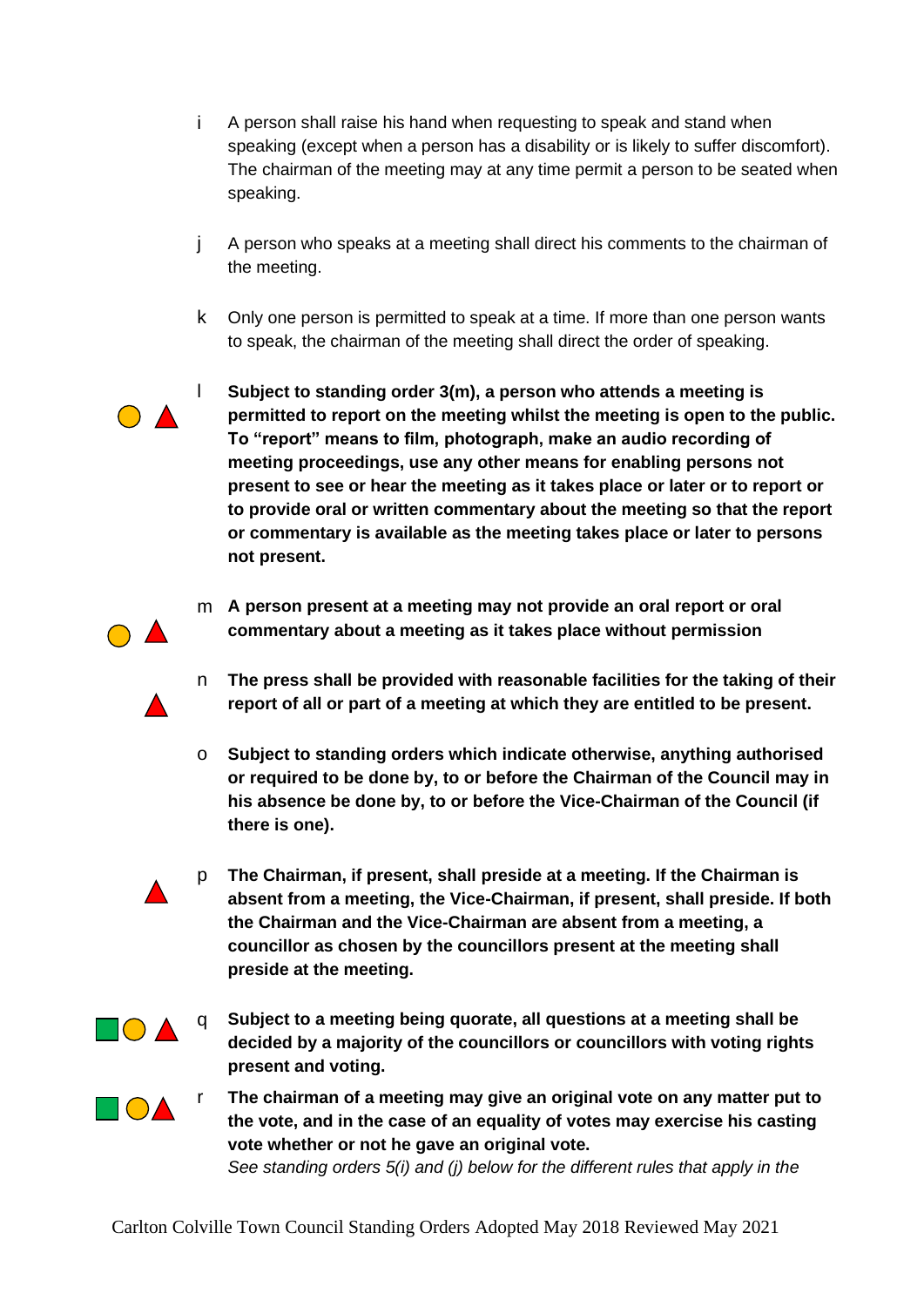i A person shall raise his hand when requesting to speak and stand when speaking (except when a person has a disability or is likely to suffer discomfort). The chairman of the meeting may at any time permit a person to be seated when speaking.

j A person who speaks at a meeting shall direct his comments to the chairman of the meeting.

k Only one person is permitted to speak at a time. If more than one person wants to speak, the chairman of the meeting shall direct the order of speaking.

l **Subject to standing order 3(m), a person who attends a meeting is permitted to report on the meeting whilst the meeting is open to the public. To "report" means to film, photograph, make an audio recording of meeting proceedings, use any other means for enabling persons not present to see or hear the meeting as it takes place or later or to report or to provide oral or written commentary about the meeting so that the report or commentary is available as the meeting takes place or later to persons not present.**

m **A person present at a meeting may not provide an oral report or oral commentary about a meeting as it takes place without permission**

n **The press shall be provided with reasonable facilities for the taking of their report of all or part of a meeting at which they are entitled to be present.**

o **Subject to standing orders which indicate otherwise, anything authorised or required to be done by, to or before the Chairman of the Council may in his absence be done by, to or before the Vice-Chairman of the Council (if there is one).**

p **The Chairman, if present, shall preside at a meeting. If the Chairman is absent from a meeting, the Vice-Chairman, if present, shall preside. If both the Chairman and the Vice-Chairman are absent from a meeting, a councillor as chosen by the councillors present at the meeting shall preside at the meeting.**

q **Subject to a meeting being quorate, all questions at a meeting shall be decided by a majority of the councillors or councillors with voting rights present and voting.**

r **The chairman of a meeting may give an original vote on any matter put to the vote, and in the case of an equality of votes may exercise his casting vote whether or not he gave an original vote.**
*See standing orders 5(i) and (j) below for the different rules that apply in the*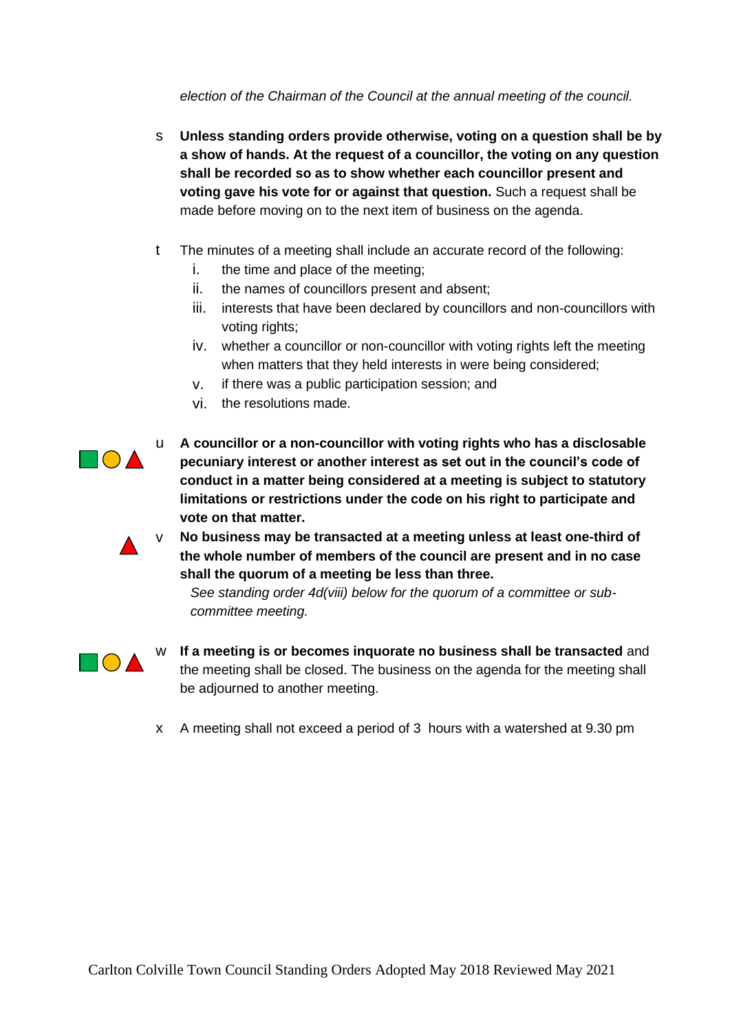*election of the Chairman of the Council at the annual meeting of the council.*

s **Unless standing orders provide otherwise, voting on a question shall be by a show of hands. At the request of a councillor, the voting on any question shall be recorded so as to show whether each councillor present and voting gave his vote for or against that question.** Such a request shall be made before moving on to the next item of business on the agenda.

t The minutes of a meeting shall include an accurate record of the following:

i. the time and place of the meeting;
ii. the names of councillors present and absent;
iii. interests that have been declared by councillors and non-councillors with voting rights;
iv. whether a councillor or non-councillor with voting rights left the meeting when matters that they held interests in were being considered;
v. if there was a public participation session; and
vi. the resolutions made.

u **A councillor or a non-councillor with voting rights who has a disclosable pecuniary interest or another interest as set out in the council's code of conduct in a matter being considered at a meeting is subject to statutory limitations or restrictions under the code on his right to participate and vote on that matter.**

v **No business may be transacted at a meeting unless at least one-third of the whole number of members of the council are present and in no case shall the quorum of a meeting be less than three.**

*See standing order 4d(viii) below for the quorum of a committee or sub-committee meeting.*

w **If a meeting is or becomes inquorate no business shall be transacted** and the meeting shall be closed. The business on the agenda for the meeting shall be adjourned to another meeting.

x A meeting shall not exceed a period of 3 hours with a watershed at 9.30 pm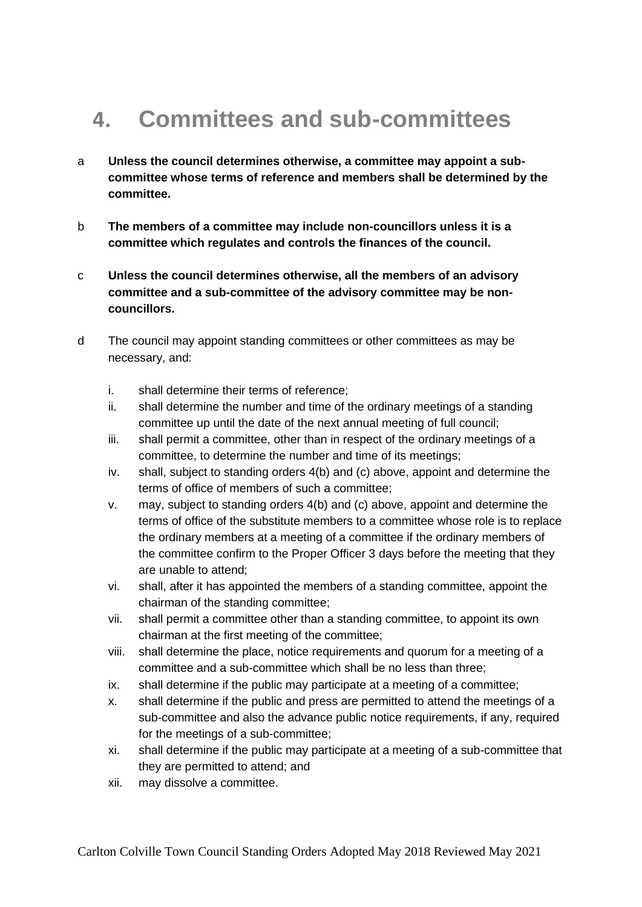# 4. Committees and sub-committees

a **Unless the council determines otherwise, a committee may appoint a sub-committee whose terms of reference and members shall be determined by the committee.**

b **The members of a committee may include non-councillors unless it is a committee which regulates and controls the finances of the council.**

c **Unless the council determines otherwise, all the members of an advisory committee and a sub-committee of the advisory committee may be non-councillors.**

d The council may appoint standing committees or other committees as may be necessary, and:

i. shall determine their terms of reference;
ii. shall determine the number and time of the ordinary meetings of a standing committee up until the date of the next annual meeting of full council;
iii. shall permit a committee, other than in respect of the ordinary meetings of a committee, to determine the number and time of its meetings;
iv. shall, subject to standing orders 4(b) and (c) above, appoint and determine the terms of office of members of such a committee;
v. may, subject to standing orders 4(b) and (c) above, appoint and determine the terms of office of the substitute members to a committee whose role is to replace the ordinary members at a meeting of a committee if the ordinary members of the committee confirm to the Proper Officer 3 days before the meeting that they are unable to attend;
vi. shall, after it has appointed the members of a standing committee, appoint the chairman of the standing committee;
vii. shall permit a committee other than a standing committee, to appoint its own chairman at the first meeting of the committee;
viii. shall determine the place, notice requirements and quorum for a meeting of a committee and a sub-committee which shall be no less than three;
ix. shall determine if the public may participate at a meeting of a committee;
x. shall determine if the public and press are permitted to attend the meetings of a sub-committee and also the advance public notice requirements, if any, required for the meetings of a sub-committee;
xi. shall determine if the public may participate at a meeting of a sub-committee that they are permitted to attend; and
xii. may dissolve a committee.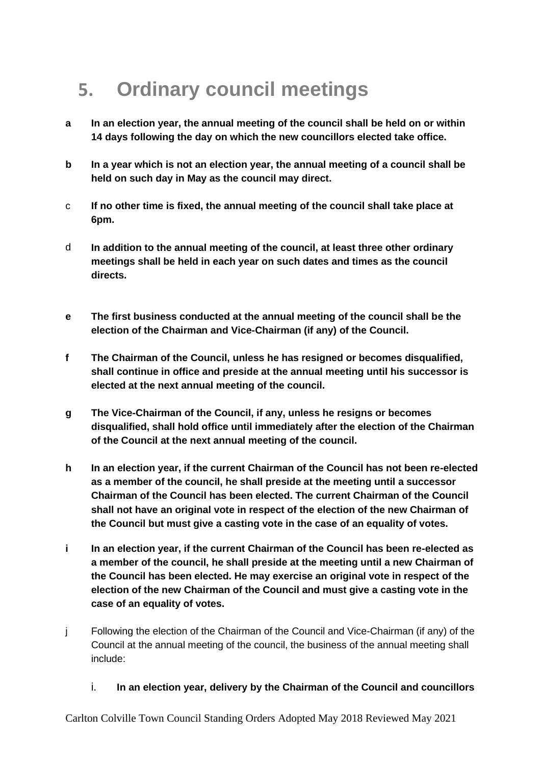# 5. Ordinary council meetings

**a** **In an election year, the annual meeting of the council shall be held on or within 14 days following the day on which the new councillors elected take office.**

**b** **In a year which is not an election year, the annual meeting of a council shall be held on such day in May as the council may direct.**

c **If no other time is fixed, the annual meeting of the council shall take place at 6pm.**

d **In addition to the annual meeting of the council, at least three other ordinary meetings shall be held in each year on such dates and times as the council directs.**

**e** **The first business conducted at the annual meeting of the council shall be the election of the Chairman and Vice-Chairman (if any) of the Council.**

**f** **The Chairman of the Council, unless he has resigned or becomes disqualified, shall continue in office and preside at the annual meeting until his successor is elected at the next annual meeting of the council.**

**g** **The Vice-Chairman of the Council, if any, unless he resigns or becomes disqualified, shall hold office until immediately after the election of the Chairman of the Council at the next annual meeting of the council.**

**h** **In an election year, if the current Chairman of the Council has not been re-elected as a member of the council, he shall preside at the meeting until a successor Chairman of the Council has been elected. The current Chairman of the Council shall not have an original vote in respect of the election of the new Chairman of the Council but must give a casting vote in the case of an equality of votes.**

**i** **In an election year, if the current Chairman of the Council has been re-elected as a member of the council, he shall preside at the meeting until a new Chairman of the Council has been elected. He may exercise an original vote in respect of the election of the new Chairman of the Council and must give a casting vote in the case of an equality of votes.**

j Following the election of the Chairman of the Council and Vice-Chairman (if any) of the Council at the annual meeting of the council, the business of the annual meeting shall include:

i. **In an election year, delivery by the Chairman of the Council and councillors**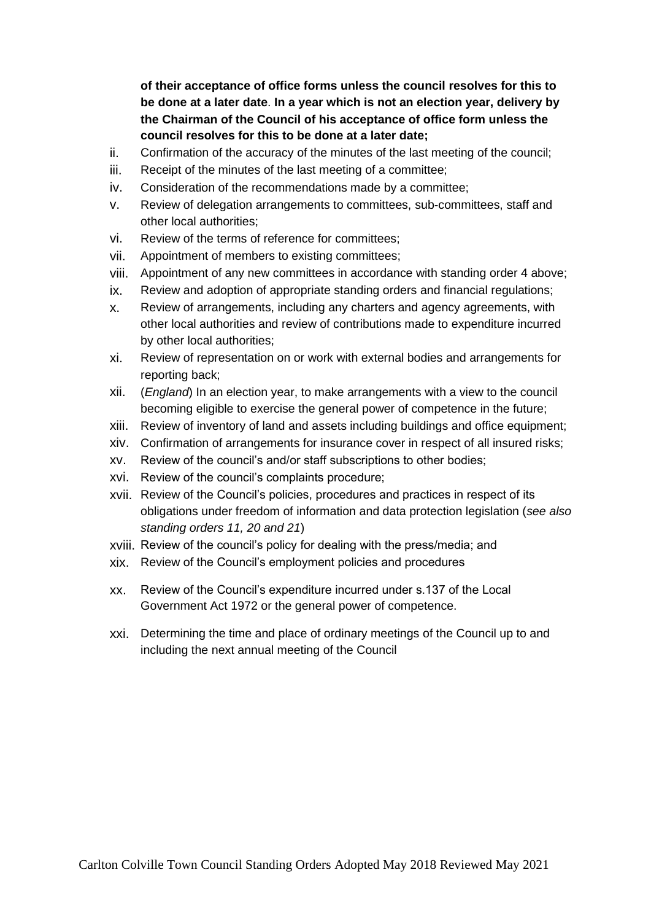**of their acceptance of office forms unless the council resolves for this to be done at a later date**. **In a year which is not an election year, delivery by the Chairman of the Council of his acceptance of office form unless the council resolves for this to be done at a later date;**

ii. Confirmation of the accuracy of the minutes of the last meeting of the council;

iii. Receipt of the minutes of the last meeting of a committee;

iv. Consideration of the recommendations made by a committee;

v. Review of delegation arrangements to committees, sub-committees, staff and other local authorities;

vi. Review of the terms of reference for committees;

vii. Appointment of members to existing committees;

viii. Appointment of any new committees in accordance with standing order 4 above;

ix. Review and adoption of appropriate standing orders and financial regulations;

x. Review of arrangements, including any charters and agency agreements, with other local authorities and review of contributions made to expenditure incurred by other local authorities;

xi. Review of representation on or work with external bodies and arrangements for reporting back;

xii. (*England*) In an election year, to make arrangements with a view to the council becoming eligible to exercise the general power of competence in the future;

xiii. Review of inventory of land and assets including buildings and office equipment;

xiv. Confirmation of arrangements for insurance cover in respect of all insured risks;

xv. Review of the council's and/or staff subscriptions to other bodies;

xvi. Review of the council's complaints procedure;

xvii. Review of the Council's policies, procedures and practices in respect of its obligations under freedom of information and data protection legislation (*see also standing orders 11, 20 and 21*)

xviii. Review of the council's policy for dealing with the press/media; and

xix. Review of the Council's employment policies and procedures

xx. Review of the Council's expenditure incurred under s.137 of the Local Government Act 1972 or the general power of competence.

xxi. Determining the time and place of ordinary meetings of the Council up to and including the next annual meeting of the Council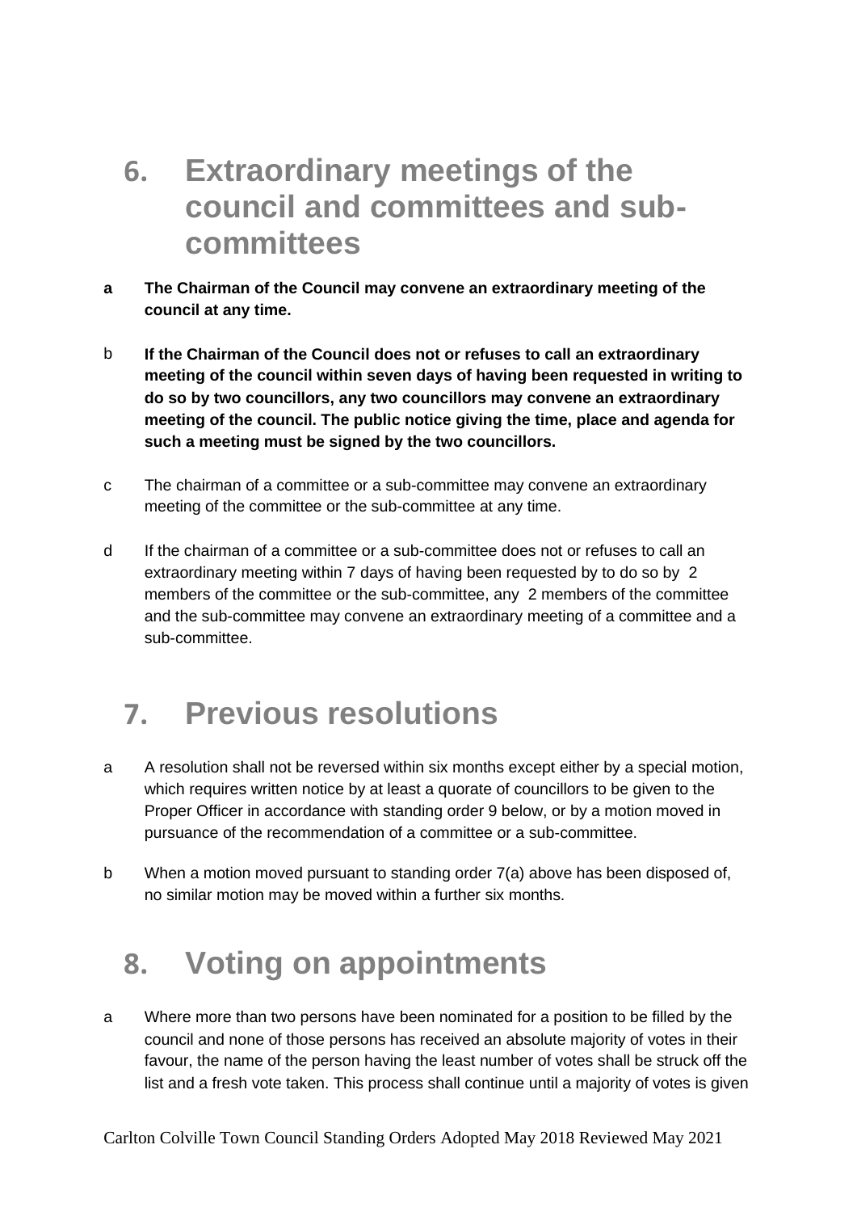## 6. Extraordinary meetings of the council and committees and sub-committees

a **The Chairman of the Council may convene an extraordinary meeting of the council at any time.**

b **If the Chairman of the Council does not or refuses to call an extraordinary meeting of the council within seven days of having been requested in writing to do so by two councillors, any two councillors may convene an extraordinary meeting of the council. The public notice giving the time, place and agenda for such a meeting must be signed by the two councillors.**

c The chairman of a committee or a sub-committee may convene an extraordinary meeting of the committee or the sub-committee at any time.

d If the chairman of a committee or a sub-committee does not or refuses to call an extraordinary meeting within 7 days of having been requested by to do so by 2 members of the committee or the sub-committee, any 2 members of the committee and the sub-committee may convene an extraordinary meeting of a committee and a sub-committee.

## 7. Previous resolutions

a A resolution shall not be reversed within six months except either by a special motion, which requires written notice by at least a quorate of councillors to be given to the Proper Officer in accordance with standing order 9 below, or by a motion moved in pursuance of the recommendation of a committee or a sub-committee.

b When a motion moved pursuant to standing order 7(a) above has been disposed of, no similar motion may be moved within a further six months.

## 8. Voting on appointments

a Where more than two persons have been nominated for a position to be filled by the council and none of those persons has received an absolute majority of votes in their favour, the name of the person having the least number of votes shall be struck off the list and a fresh vote taken. This process shall continue until a majority of votes is given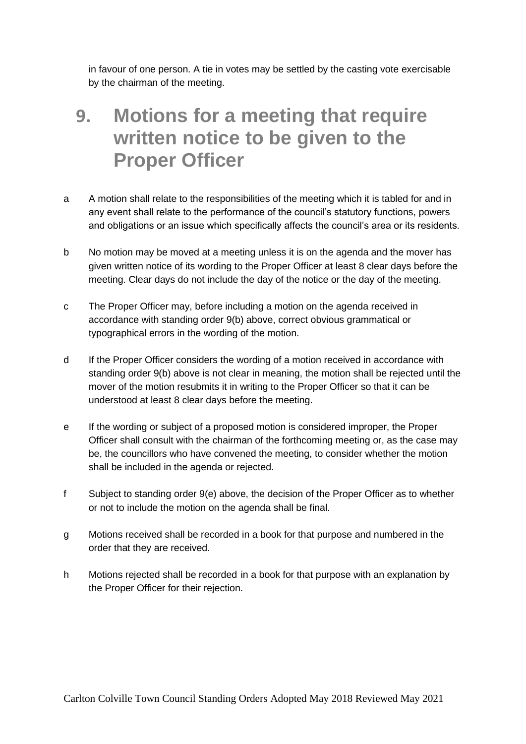in favour of one person. A tie in votes may be settled by the casting vote exercisable by the chairman of the meeting.

# 9. Motions for a meeting that require written notice to be given to the Proper Officer

a A motion shall relate to the responsibilities of the meeting which it is tabled for and in any event shall relate to the performance of the council's statutory functions, powers and obligations or an issue which specifically affects the council's area or its residents.

b No motion may be moved at a meeting unless it is on the agenda and the mover has given written notice of its wording to the Proper Officer at least 8 clear days before the meeting. Clear days do not include the day of the notice or the day of the meeting.

c The Proper Officer may, before including a motion on the agenda received in accordance with standing order 9(b) above, correct obvious grammatical or typographical errors in the wording of the motion.

d If the Proper Officer considers the wording of a motion received in accordance with standing order 9(b) above is not clear in meaning, the motion shall be rejected until the mover of the motion resubmits it in writing to the Proper Officer so that it can be understood at least 8 clear days before the meeting.

e If the wording or subject of a proposed motion is considered improper, the Proper Officer shall consult with the chairman of the forthcoming meeting or, as the case may be, the councillors who have convened the meeting, to consider whether the motion shall be included in the agenda or rejected.

f Subject to standing order 9(e) above, the decision of the Proper Officer as to whether or not to include the motion on the agenda shall be final.

g Motions received shall be recorded in a book for that purpose and numbered in the order that they are received.

h Motions rejected shall be recorded in a book for that purpose with an explanation by the Proper Officer for their rejection.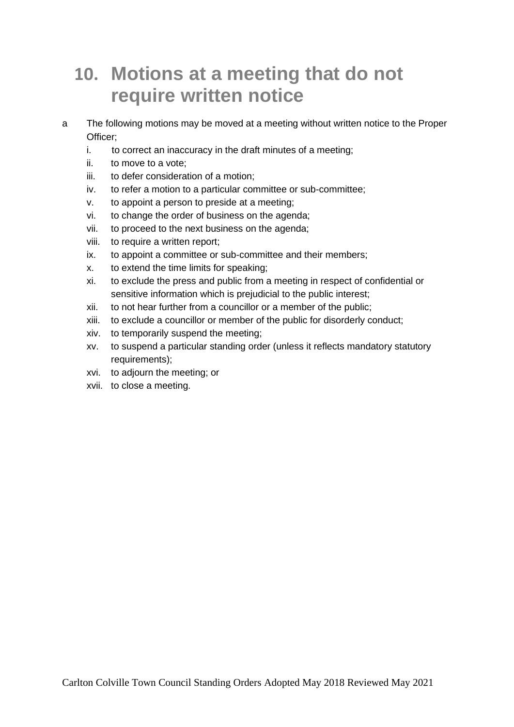## 10. Motions at a meeting that do not require written notice

a The following motions may be moved at a meeting without written notice to the Proper Officer;

  i. to correct an inaccuracy in the draft minutes of a meeting;
  ii. to move to a vote;
  iii. to defer consideration of a motion;
  iv. to refer a motion to a particular committee or sub-committee;
  v. to appoint a person to preside at a meeting;
  vi. to change the order of business on the agenda;
  vii. to proceed to the next business on the agenda;
  viii. to require a written report;
  ix. to appoint a committee or sub-committee and their members;
  x. to extend the time limits for speaking;
  xi. to exclude the press and public from a meeting in respect of confidential or sensitive information which is prejudicial to the public interest;
  xii. to not hear further from a councillor or a member of the public;
  xiii. to exclude a councillor or member of the public for disorderly conduct;
  xiv. to temporarily suspend the meeting;
  xv. to suspend a particular standing order (unless it reflects mandatory statutory requirements);
  xvi. to adjourn the meeting; or
  xvii. to close a meeting.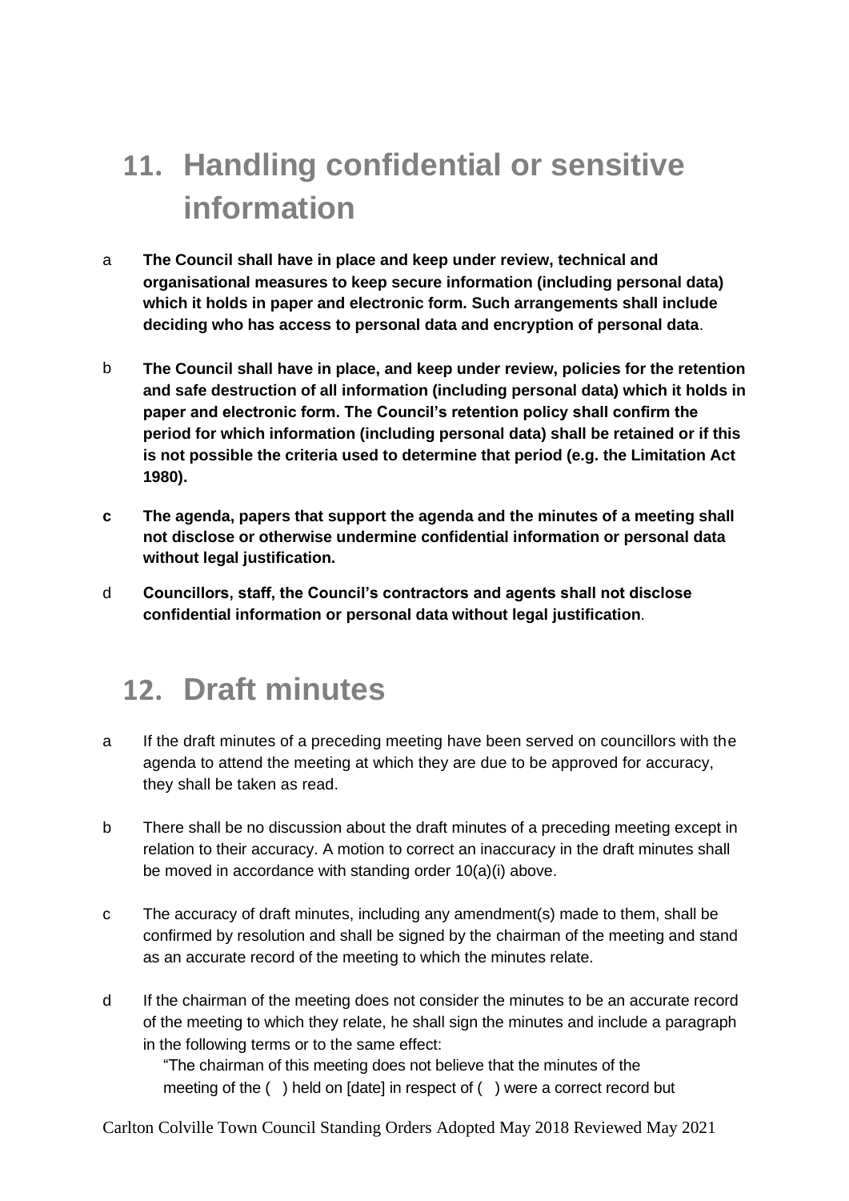## 11. Handling confidential or sensitive information

a **The Council shall have in place and keep under review, technical and organisational measures to keep secure information (including personal data) which it holds in paper and electronic form. Such arrangements shall include deciding who has access to personal data and encryption of personal data**.

b **The Council shall have in place, and keep under review, policies for the retention and safe destruction of all information (including personal data) which it holds in paper and electronic form. The Council's retention policy shall confirm the period for which information (including personal data) shall be retained or if this is not possible the criteria used to determine that period (e.g. the Limitation Act 1980).**

**c** **The agenda, papers that support the agenda and the minutes of a meeting shall not disclose or otherwise undermine confidential information or personal data without legal justification.**

d **Councillors, staff, the Council's contractors and agents shall not disclose confidential information or personal data without legal justification**.

## 12. Draft minutes

a If the draft minutes of a preceding meeting have been served on councillors with the agenda to attend the meeting at which they are due to be approved for accuracy, they shall be taken as read.

b There shall be no discussion about the draft minutes of a preceding meeting except in relation to their accuracy. A motion to correct an inaccuracy in the draft minutes shall be moved in accordance with standing order 10(a)(i) above.

c The accuracy of draft minutes, including any amendment(s) made to them, shall be confirmed by resolution and shall be signed by the chairman of the meeting and stand as an accurate record of the meeting to which the minutes relate.

d If the chairman of the meeting does not consider the minutes to be an accurate record of the meeting to which they relate, he shall sign the minutes and include a paragraph in the following terms or to the same effect:

"The chairman of this meeting does not believe that the minutes of the meeting of the ( ) held on [date] in respect of ( ) were a correct record but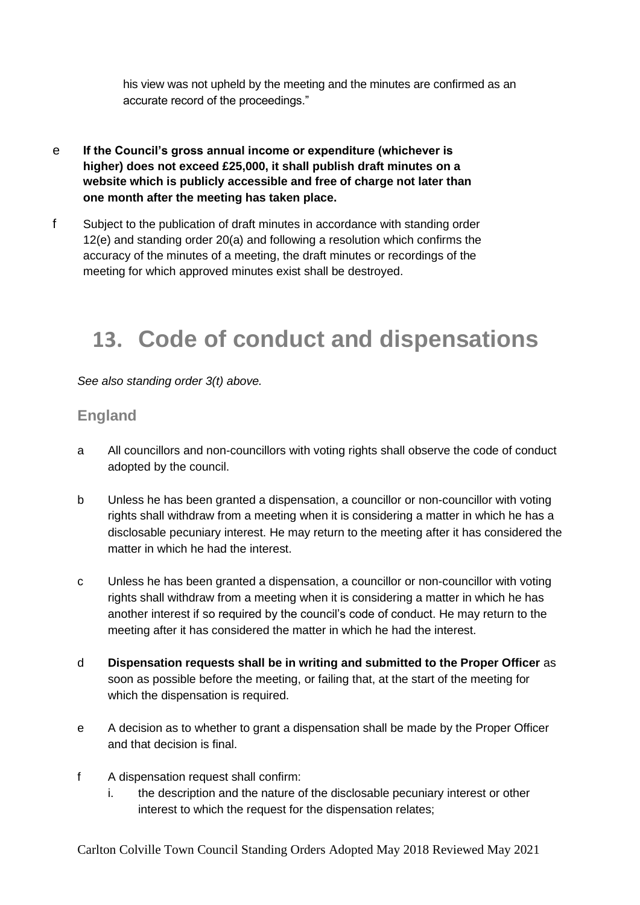his view was not upheld by the meeting and the minutes are confirmed as an accurate record of the proceedings."

e **If the Council's gross annual income or expenditure (whichever is higher) does not exceed £25,000, it shall publish draft minutes on a website which is publicly accessible and free of charge not later than one month after the meeting has taken place.**

f Subject to the publication of draft minutes in accordance with standing order 12(e) and standing order 20(a) and following a resolution which confirms the accuracy of the minutes of a meeting, the draft minutes or recordings of the meeting for which approved minutes exist shall be destroyed.

# 13. Code of conduct and dispensations

*See also standing order 3(t) above.*

### England

a All councillors and non-councillors with voting rights shall observe the code of conduct adopted by the council.

b Unless he has been granted a dispensation, a councillor or non-councillor with voting rights shall withdraw from a meeting when it is considering a matter in which he has a disclosable pecuniary interest. He may return to the meeting after it has considered the matter in which he had the interest.

c Unless he has been granted a dispensation, a councillor or non-councillor with voting rights shall withdraw from a meeting when it is considering a matter in which he has another interest if so required by the council's code of conduct. He may return to the meeting after it has considered the matter in which he had the interest.

d **Dispensation requests shall be in writing and submitted to the Proper Officer** as soon as possible before the meeting, or failing that, at the start of the meeting for which the dispensation is required.

e A decision as to whether to grant a dispensation shall be made by the Proper Officer and that decision is final.

f A dispensation request shall confirm:

   i. the description and the nature of the disclosable pecuniary interest or other interest to which the request for the dispensation relates;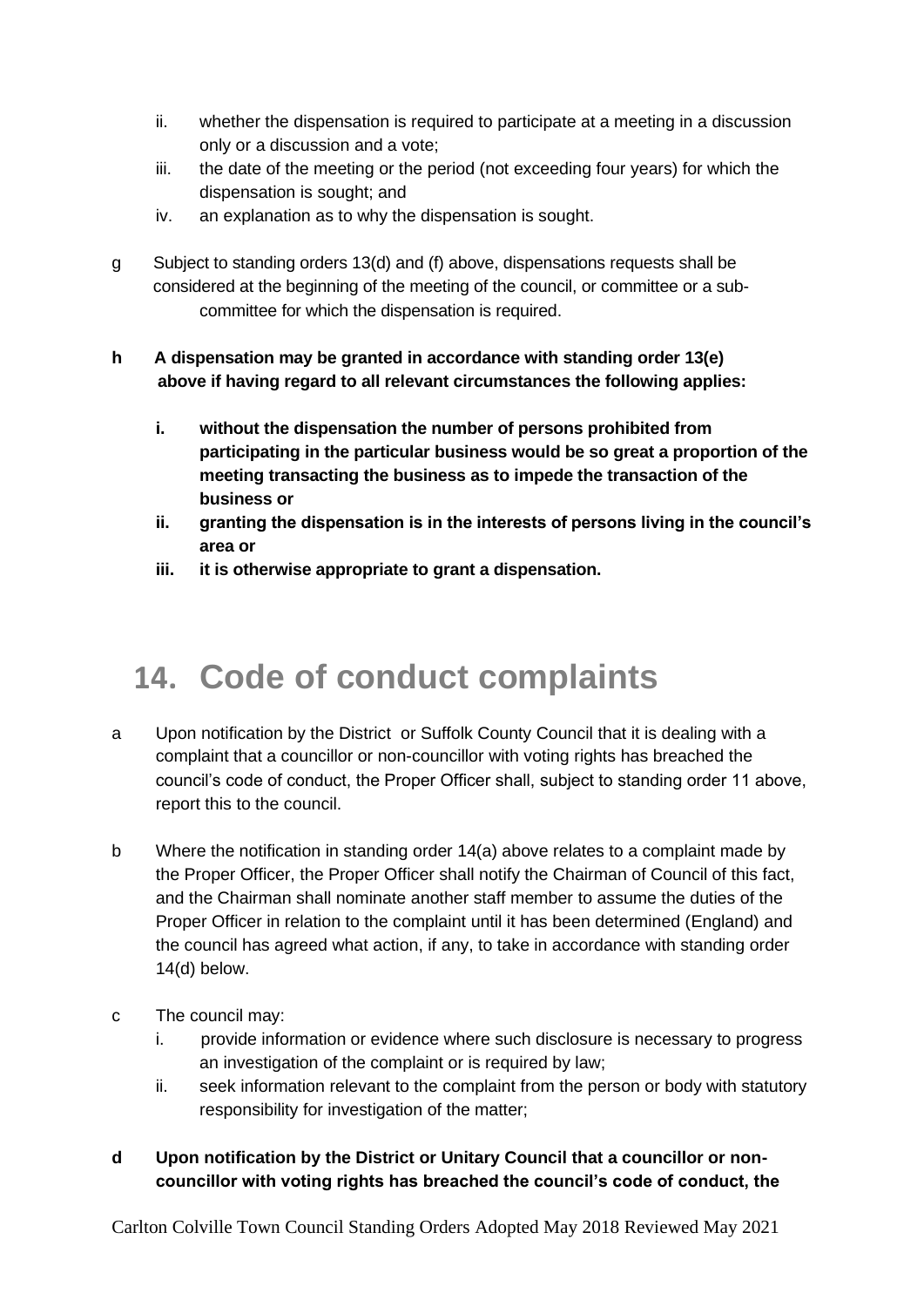ii. whether the dispensation is required to participate at a meeting in a discussion only or a discussion and a vote;
iii. the date of the meeting or the period (not exceeding four years) for which the dispensation is sought; and
iv. an explanation as to why the dispensation is sought.

g Subject to standing orders 13(d) and (f) above, dispensations requests shall be considered at the beginning of the meeting of the council, or committee or a sub-committee for which the dispensation is required.

**h A dispensation may be granted in accordance with standing order 13(e) above if having regard to all relevant circumstances the following applies:**

**i. without the dispensation the number of persons prohibited from participating in the particular business would be so great a proportion of the meeting transacting the business as to impede the transaction of the business or**
**ii. granting the dispensation is in the interests of persons living in the council's area or**
**iii. it is otherwise appropriate to grant a dispensation.**

# 14. Code of conduct complaints

a Upon notification by the District or Suffolk County Council that it is dealing with a complaint that a councillor or non-councillor with voting rights has breached the council's code of conduct, the Proper Officer shall, subject to standing order 11 above, report this to the council.

b Where the notification in standing order 14(a) above relates to a complaint made by the Proper Officer, the Proper Officer shall notify the Chairman of Council of this fact, and the Chairman shall nominate another staff member to assume the duties of the Proper Officer in relation to the complaint until it has been determined (England) and the council has agreed what action, if any, to take in accordance with standing order 14(d) below.

c The council may:
i. provide information or evidence where such disclosure is necessary to progress an investigation of the complaint or is required by law;
ii. seek information relevant to the complaint from the person or body with statutory responsibility for investigation of the matter;

**d Upon notification by the District or Unitary Council that a councillor or non-councillor with voting rights has breached the council's code of conduct, the**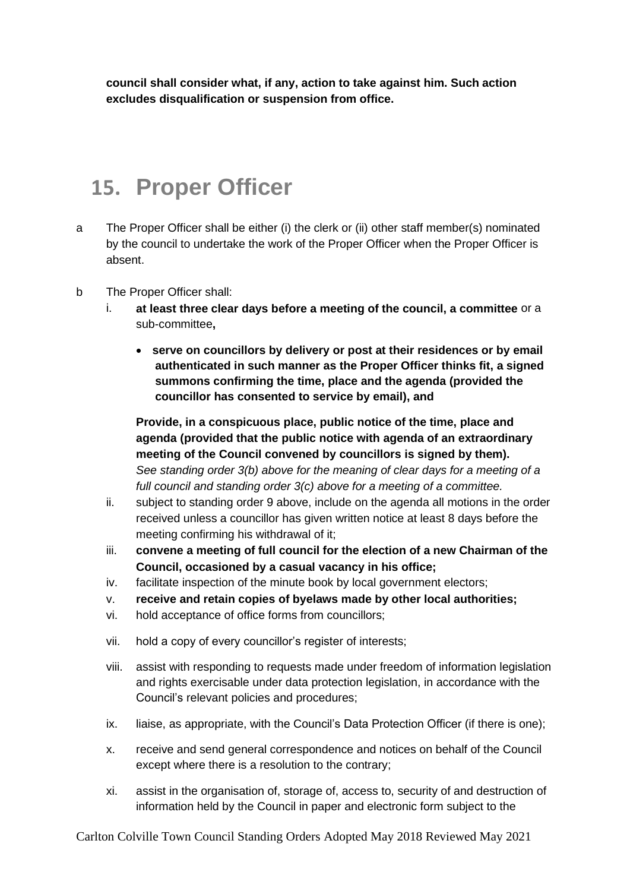**council shall consider what, if any, action to take against him. Such action excludes disqualification or suspension from office.**

## 15. Proper Officer

a The Proper Officer shall be either (i) the clerk or (ii) other staff member(s) nominated by the council to undertake the work of the Proper Officer when the Proper Officer is absent.

b The Proper Officer shall:

i. **at least three clear days before a meeting of the council, a committee** or a sub-committee**,**

- **serve on councillors by delivery or post at their residences or by email authenticated in such manner as the Proper Officer thinks fit, a signed summons confirming the time, place and the agenda (provided the councillor has consented to service by email), and**

**Provide, in a conspicuous place, public notice of the time, place and agenda (provided that the public notice with agenda of an extraordinary meeting of the Council convened by councillors is signed by them).** *See standing order 3(b) above for the meaning of clear days for a meeting of a full council and standing order 3(c) above for a meeting of a committee.*

ii. subject to standing order 9 above, include on the agenda all motions in the order received unless a councillor has given written notice at least 8 days before the meeting confirming his withdrawal of it;

iii. **convene a meeting of full council for the election of a new Chairman of the Council, occasioned by a casual vacancy in his office;**

iv. facilitate inspection of the minute book by local government electors;

v. **receive and retain copies of byelaws made by other local authorities;**

vi. hold acceptance of office forms from councillors;

vii. hold a copy of every councillor's register of interests;

viii. assist with responding to requests made under freedom of information legislation and rights exercisable under data protection legislation, in accordance with the Council's relevant policies and procedures;

ix. liaise, as appropriate, with the Council's Data Protection Officer (if there is one);

x. receive and send general correspondence and notices on behalf of the Council except where there is a resolution to the contrary;

xi. assist in the organisation of, storage of, access to, security of and destruction of information held by the Council in paper and electronic form subject to the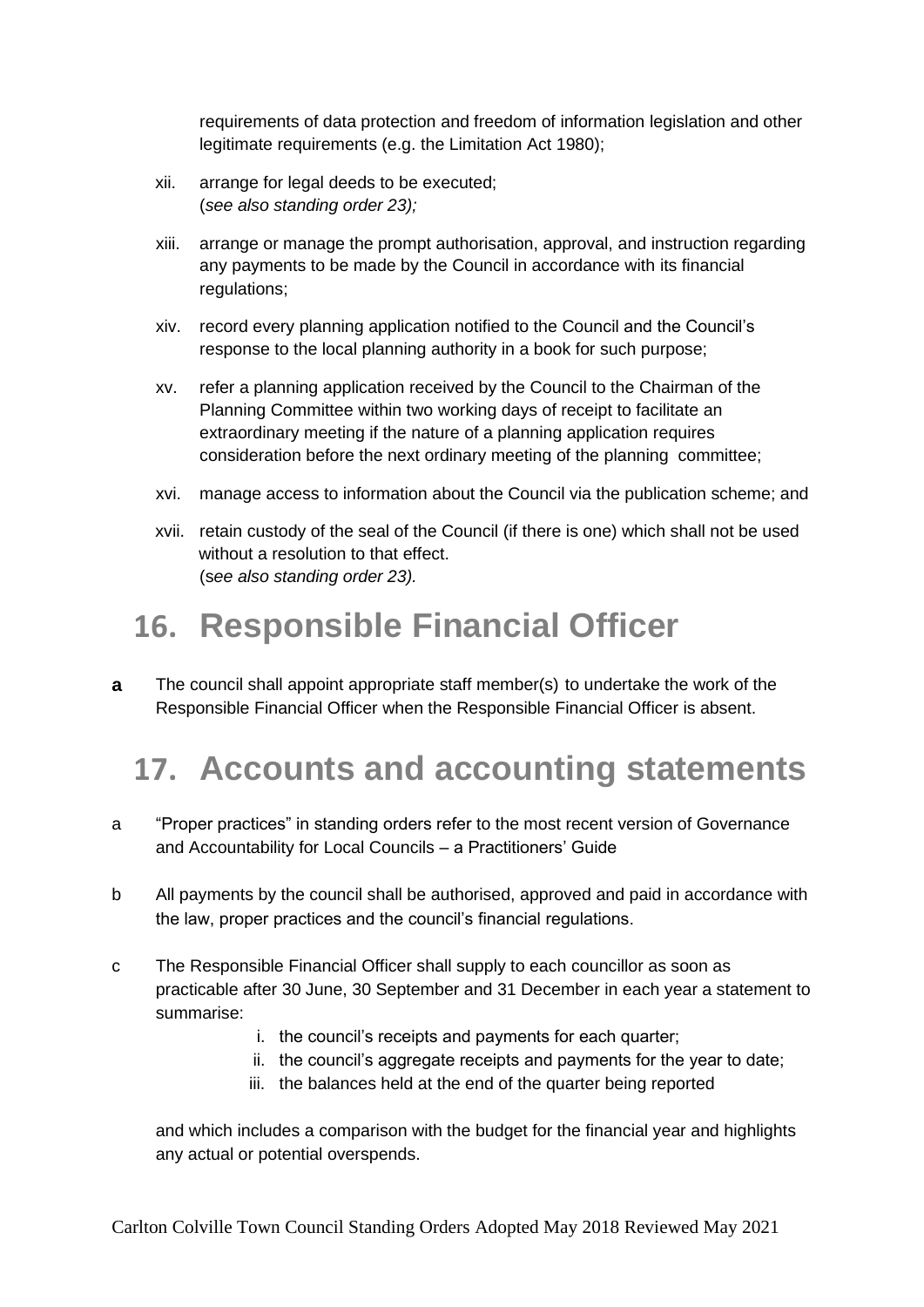requirements of data protection and freedom of information legislation and other legitimate requirements (e.g. the Limitation Act 1980);

xii. arrange for legal deeds to be executed;
(*see also standing order 23);*

xiii. arrange or manage the prompt authorisation, approval, and instruction regarding any payments to be made by the Council in accordance with its financial regulations;

xiv. record every planning application notified to the Council and the Council's response to the local planning authority in a book for such purpose;

xv. refer a planning application received by the Council to the Chairman of the Planning Committee within two working days of receipt to facilitate an extraordinary meeting if the nature of a planning application requires consideration before the next ordinary meeting of the planning committee;

xvi. manage access to information about the Council via the publication scheme; and

xvii. retain custody of the seal of the Council (if there is one) which shall not be used without a resolution to that effect.
(*see also standing order 23).*

## 16. Responsible Financial Officer

**a** The council shall appoint appropriate staff member(s) to undertake the work of the Responsible Financial Officer when the Responsible Financial Officer is absent.

## 17. Accounts and accounting statements

a "Proper practices" in standing orders refer to the most recent version of Governance and Accountability for Local Councils – a Practitioners' Guide

b All payments by the council shall be authorised, approved and paid in accordance with the law, proper practices and the council's financial regulations.

c The Responsible Financial Officer shall supply to each councillor as soon as practicable after 30 June, 30 September and 31 December in each year a statement to summarise:

i. the council's receipts and payments for each quarter;
ii. the council's aggregate receipts and payments for the year to date;
iii. the balances held at the end of the quarter being reported

and which includes a comparison with the budget for the financial year and highlights any actual or potential overspends.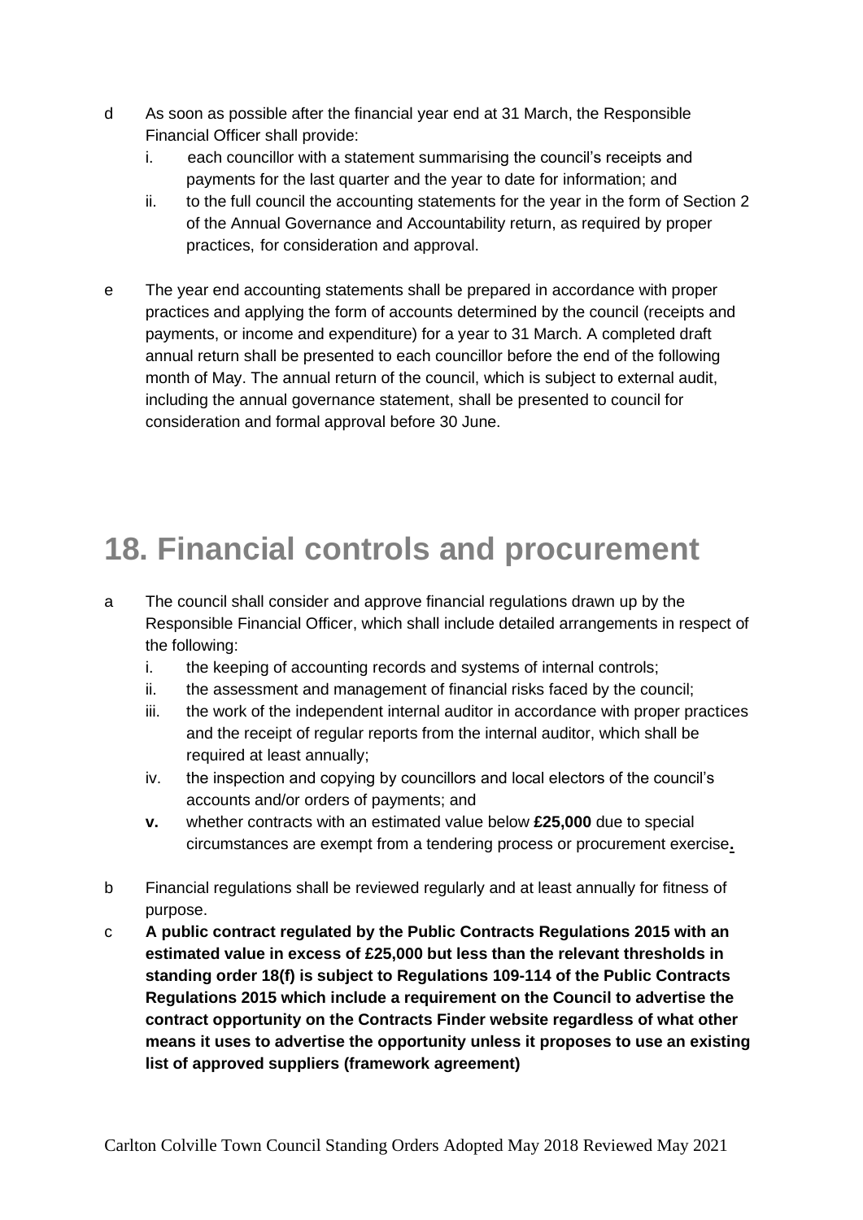d As soon as possible after the financial year end at 31 March, the Responsible Financial Officer shall provide:

   i. each councillor with a statement summarising the council's receipts and payments for the last quarter and the year to date for information; and
   ii. to the full council the accounting statements for the year in the form of Section 2 of the Annual Governance and Accountability return, as required by proper practices, for consideration and approval.

e The year end accounting statements shall be prepared in accordance with proper practices and applying the form of accounts determined by the council (receipts and payments, or income and expenditure) for a year to 31 March. A completed draft annual return shall be presented to each councillor before the end of the following month of May. The annual return of the council, which is subject to external audit, including the annual governance statement, shall be presented to council for consideration and formal approval before 30 June.

# 18. Financial controls and procurement

a The council shall consider and approve financial regulations drawn up by the Responsible Financial Officer, which shall include detailed arrangements in respect of the following:

   i. the keeping of accounting records and systems of internal controls;
   ii. the assessment and management of financial risks faced by the council;
   iii. the work of the independent internal auditor in accordance with proper practices and the receipt of regular reports from the internal auditor, which shall be required at least annually;
   iv. the inspection and copying by councillors and local electors of the council's accounts and/or orders of payments; and
   **v.** whether contracts with an estimated value below **£25,000** due to special circumstances are exempt from a tendering process or procurement exercise**.**

b Financial regulations shall be reviewed regularly and at least annually for fitness of purpose.

c **A public contract regulated by the Public Contracts Regulations 2015 with an estimated value in excess of £25,000 but less than the relevant thresholds in standing order 18(f) is subject to Regulations 109-114 of the Public Contracts Regulations 2015 which include a requirement on the Council to advertise the contract opportunity on the Contracts Finder website regardless of what other means it uses to advertise the opportunity unless it proposes to use an existing list of approved suppliers (framework agreement)**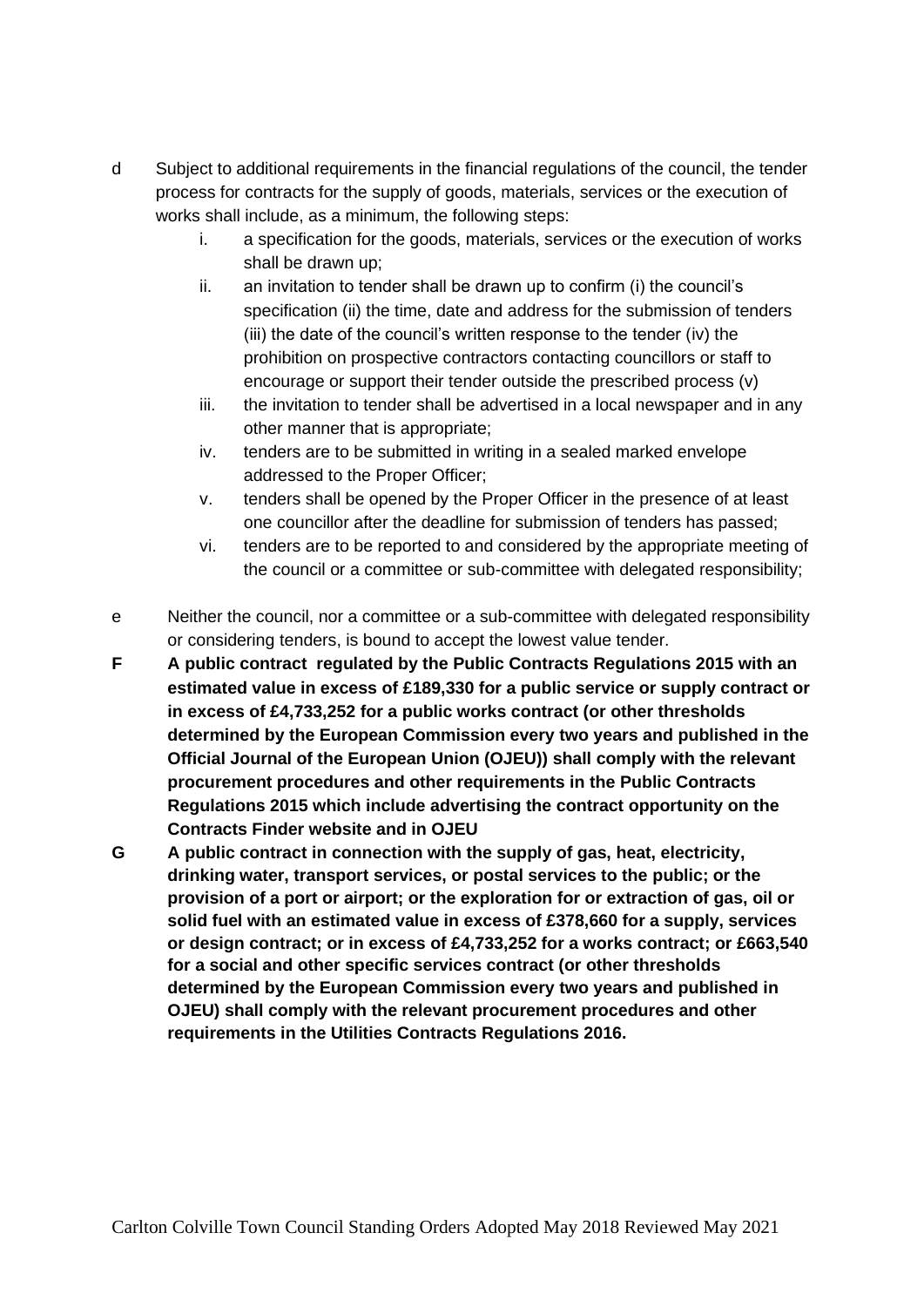d Subject to additional requirements in the financial regulations of the council, the tender process for contracts for the supply of goods, materials, services or the execution of works shall include, as a minimum, the following steps:

i. a specification for the goods, materials, services or the execution of works shall be drawn up;
ii. an invitation to tender shall be drawn up to confirm (i) the council's specification (ii) the time, date and address for the submission of tenders (iii) the date of the council's written response to the tender (iv) the prohibition on prospective contractors contacting councillors or staff to encourage or support their tender outside the prescribed process (v)
iii. the invitation to tender shall be advertised in a local newspaper and in any other manner that is appropriate;
iv. tenders are to be submitted in writing in a sealed marked envelope addressed to the Proper Officer;
v. tenders shall be opened by the Proper Officer in the presence of at least one councillor after the deadline for submission of tenders has passed;
vi. tenders are to be reported to and considered by the appropriate meeting of the council or a committee or sub-committee with delegated responsibility;

e Neither the council, nor a committee or a sub-committee with delegated responsibility or considering tenders, is bound to accept the lowest value tender.

**F A public contract regulated by the Public Contracts Regulations 2015 with an estimated value in excess of £189,330 for a public service or supply contract or in excess of £4,733,252 for a public works contract (or other thresholds determined by the European Commission every two years and published in the Official Journal of the European Union (OJEU)) shall comply with the relevant procurement procedures and other requirements in the Public Contracts Regulations 2015 which include advertising the contract opportunity on the Contracts Finder website and in OJEU**

**G A public contract in connection with the supply of gas, heat, electricity, drinking water, transport services, or postal services to the public; or the provision of a port or airport; or the exploration for or extraction of gas, oil or solid fuel with an estimated value in excess of £378,660 for a supply, services or design contract; or in excess of £4,733,252 for a works contract; or £663,540 for a social and other specific services contract (or other thresholds determined by the European Commission every two years and published in OJEU) shall comply with the relevant procurement procedures and other requirements in the Utilities Contracts Regulations 2016.**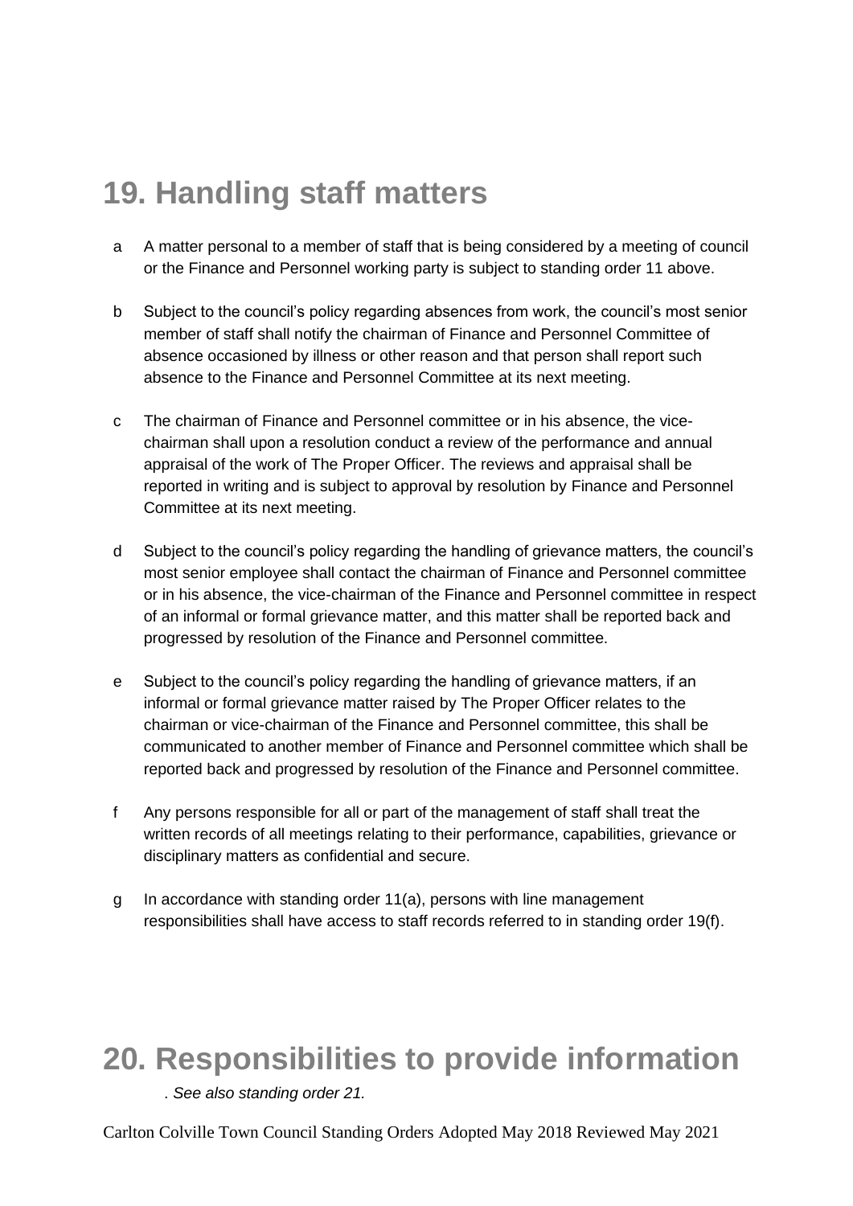## 19. Handling staff matters

a. A matter personal to a member of staff that is being considered by a meeting of council or the Finance and Personnel working party is subject to standing order 11 above.

b. Subject to the council's policy regarding absences from work, the council's most senior member of staff shall notify the chairman of Finance and Personnel Committee of absence occasioned by illness or other reason and that person shall report such absence to the Finance and Personnel Committee at its next meeting.

c. The chairman of Finance and Personnel committee or in his absence, the vice-chairman shall upon a resolution conduct a review of the performance and annual appraisal of the work of The Proper Officer. The reviews and appraisal shall be reported in writing and is subject to approval by resolution by Finance and Personnel Committee at its next meeting.

d. Subject to the council's policy regarding the handling of grievance matters, the council's most senior employee shall contact the chairman of Finance and Personnel committee or in his absence, the vice-chairman of the Finance and Personnel committee in respect of an informal or formal grievance matter, and this matter shall be reported back and progressed by resolution of the Finance and Personnel committee.

e. Subject to the council's policy regarding the handling of grievance matters, if an informal or formal grievance matter raised by The Proper Officer relates to the chairman or vice-chairman of the Finance and Personnel committee, this shall be communicated to another member of Finance and Personnel committee which shall be reported back and progressed by resolution of the Finance and Personnel committee.

f. Any persons responsible for all or part of the management of staff shall treat the written records of all meetings relating to their performance, capabilities, grievance or disciplinary matters as confidential and secure.

g. In accordance with standing order 11(a), persons with line management responsibilities shall have access to staff records referred to in standing order 19(f).

## 20. Responsibilities to provide information

. *See also standing order 21.*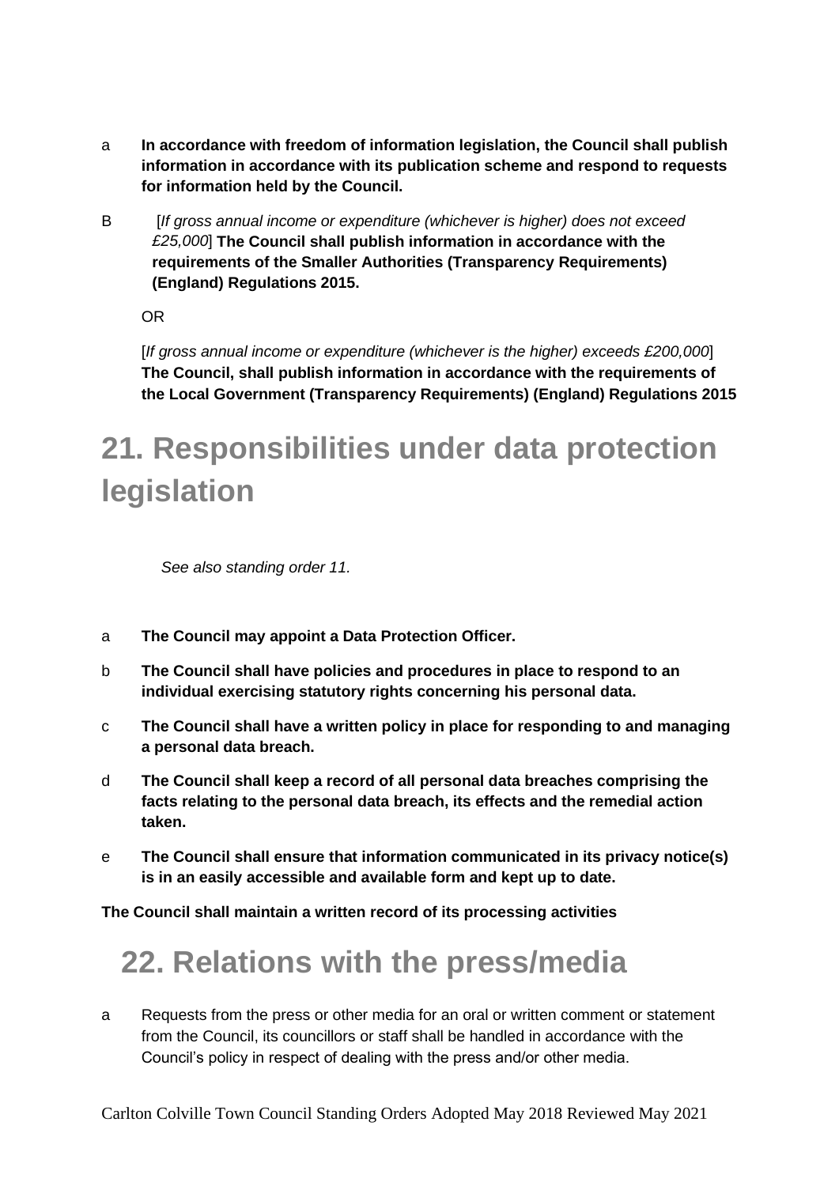a **In accordance with freedom of information legislation, the Council shall publish information in accordance with its publication scheme and respond to requests for information held by the Council.**

B [*If gross annual income or expenditure (whichever is higher) does not exceed £25,000*] **The Council shall publish information in accordance with the requirements of the Smaller Authorities (Transparency Requirements) (England) Regulations 2015.**

OR

[*If gross annual income or expenditure (whichever is the higher) exceeds £200,000*] **The Council, shall publish information in accordance with the requirements of the Local Government (Transparency Requirements) (England) Regulations 2015**

# 21. Responsibilities under data protection legislation

*See also standing order 11.*

a **The Council may appoint a Data Protection Officer.**

b **The Council shall have policies and procedures in place to respond to an individual exercising statutory rights concerning his personal data.**

c **The Council shall have a written policy in place for responding to and managing a personal data breach.**

d **The Council shall keep a record of all personal data breaches comprising the facts relating to the personal data breach, its effects and the remedial action taken.**

e **The Council shall ensure that information communicated in its privacy notice(s) is in an easily accessible and available form and kept up to date.**

**The Council shall maintain a written record of its processing activities**

# 22. Relations with the press/media

a Requests from the press or other media for an oral or written comment or statement from the Council, its councillors or staff shall be handled in accordance with the Council's policy in respect of dealing with the press and/or other media.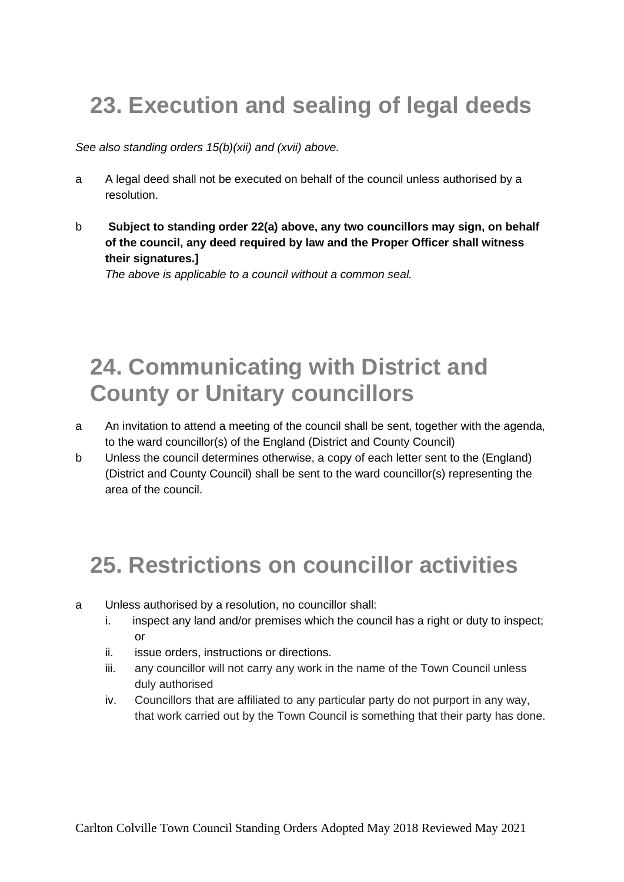# 23. Execution and sealing of legal deeds

*See also standing orders 15(b)(xii) and (xvii) above.*

a  A legal deed shall not be executed on behalf of the council unless authorised by a resolution.

b  **Subject to standing order 22(a) above, any two councillors may sign, on behalf of the council, any deed required by law and the Proper Officer shall witness their signatures.]**
   *The above is applicable to a council without a common seal.*

# 24. Communicating with District and County or Unitary councillors

a  An invitation to attend a meeting of the council shall be sent, together with the agenda, to the ward councillor(s) of the England (District and County Council)

b  Unless the council determines otherwise, a copy of each letter sent to the (England) (District and County Council) shall be sent to the ward councillor(s) representing the area of the council.

# 25. Restrictions on councillor activities

a  Unless authorised by a resolution, no councillor shall:
   i.  inspect any land and/or premises which the council has a right or duty to inspect; or
   ii.  issue orders, instructions or directions.
   iii.  any councillor will not carry any work in the name of the Town Council unless duly authorised
   iv.  Councillors that are affiliated to any particular party do not purport in any way, that work carried out by the Town Council is something that their party has done.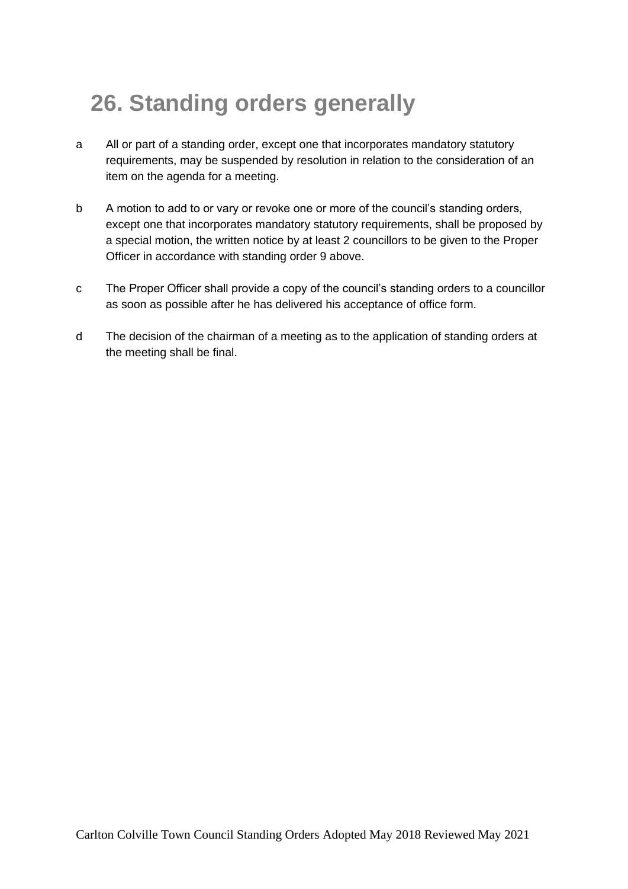# 26. Standing orders generally

a All or part of a standing order, except one that incorporates mandatory statutory requirements, may be suspended by resolution in relation to the consideration of an item on the agenda for a meeting.

b A motion to add to or vary or revoke one or more of the council's standing orders, except one that incorporates mandatory statutory requirements, shall be proposed by a special motion, the written notice by at least 2 councillors to be given to the Proper Officer in accordance with standing order 9 above.

c The Proper Officer shall provide a copy of the council's standing orders to a councillor as soon as possible after he has delivered his acceptance of office form.

d The decision of the chairman of a meeting as to the application of standing orders at the meeting shall be final.